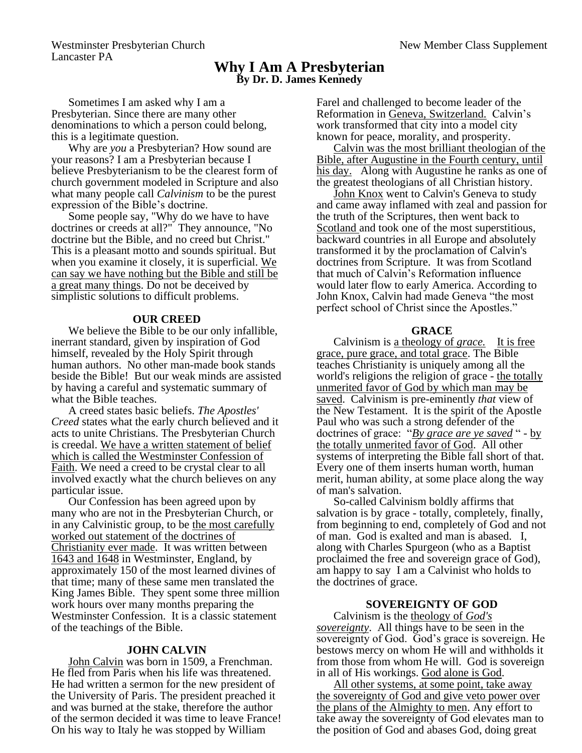Westminster Presbyterian Church
Lancaster PA

New Member Class Supplement

# Why I Am A Presbyterian

**By Dr. D. James Kennedy**

Sometimes I am asked why I am a Presbyterian. Since there are many other denominations to which a person could belong, this is a legitimate question.

Why are *you* a Presbyterian? How sound are your reasons? I am a Presbyterian because I believe Presbyterianism to be the clearest form of church government modeled in Scripture and also what many people call *Calvinism* to be the purest expression of the Bible's doctrine.

Some people say, "Why do we have to have doctrines or creeds at all?" They announce, "No doctrine but the Bible, and no creed but Christ." This is a pleasant motto and sounds spiritual. But when you examine it closely, it is superficial. We can say we have nothing but the Bible and still be a great many things. Do not be deceived by simplistic solutions to difficult problems.

## OUR CREED

We believe the Bible to be our only infallible, inerrant standard, given by inspiration of God himself, revealed by the Holy Spirit through human authors. No other man-made book stands beside the Bible! But our weak minds are assisted by having a careful and systematic summary of what the Bible teaches.

A creed states basic beliefs. *The Apostles' Creed* states what the early church believed and it acts to unite Christians. The Presbyterian Church is creedal. We have a written statement of belief which is called the Westminster Confession of Faith. We need a creed to be crystal clear to all involved exactly what the church believes on any particular issue.

Our Confession has been agreed upon by many who are not in the Presbyterian Church, or in any Calvinistic group, to be the most carefully worked out statement of the doctrines of Christianity ever made. It was written between 1643 and 1648 in Westminster, England, by approximately 150 of the most learned divines of that time; many of these same men translated the King James Bible. They spent some three million work hours over many months preparing the Westminster Confession. It is a classic statement of the teachings of the Bible.

## JOHN CALVIN

John Calvin was born in 1509, a Frenchman. He fled from Paris when his life was threatened. He had written a sermon for the new president of the University of Paris. The president preached it and was burned at the stake, therefore the author of the sermon decided it was time to leave France! On his way to Italy he was stopped by William Farel and challenged to become leader of the Reformation in Geneva, Switzerland. Calvin's work transformed that city into a model city known for peace, morality, and prosperity.

Calvin was the most brilliant theologian of the Bible, after Augustine in the Fourth century, until his day. Along with Augustine he ranks as one of the greatest theologians of all Christian history.

John Knox went to Calvin's Geneva to study and came away inflamed with zeal and passion for the truth of the Scriptures, then went back to Scotland and took one of the most superstitious, backward countries in all Europe and absolutely transformed it by the proclamation of Calvin's doctrines from Scripture. It was from Scotland that much of Calvin's Reformation influence would later flow to early America. According to John Knox, Calvin had made Geneva "the most perfect school of Christ since the Apostles."

## GRACE

Calvinism is a theology of *grace.* It is free grace, pure grace, and total grace. The Bible teaches Christianity is uniquely among all the world's religions the religion of grace - the totally unmerited favor of God by which man may be saved. Calvinism is pre-eminently *that* view of the New Testament. It is the spirit of the Apostle Paul who was such a strong defender of the doctrines of grace: "*By grace are ye saved* " - by the totally unmerited favor of God. All other systems of interpreting the Bible fall short of that. Every one of them inserts human worth, human merit, human ability, at some place along the way of man's salvation.

So-called Calvinism boldly affirms that salvation is by grace - totally, completely, finally, from beginning to end, completely of God and not of man. God is exalted and man is abased. I, along with Charles Spurgeon (who as a Baptist proclaimed the free and sovereign grace of God), am happy to say I am a Calvinist who holds to the doctrines of grace.

## SOVEREIGNTY OF GOD

Calvinism is the theology of *God's sovereignty*. All things have to be seen in the sovereignty of God. God's grace is sovereign. He bestows mercy on whom He will and withholds it from those from whom He will. God is sovereign in all of His workings. God alone is God.

All other systems, at some point, take away the sovereignty of God and give veto power over the plans of the Almighty to men. Any effort to take away the sovereignty of God elevates man to the position of God and abases God, doing great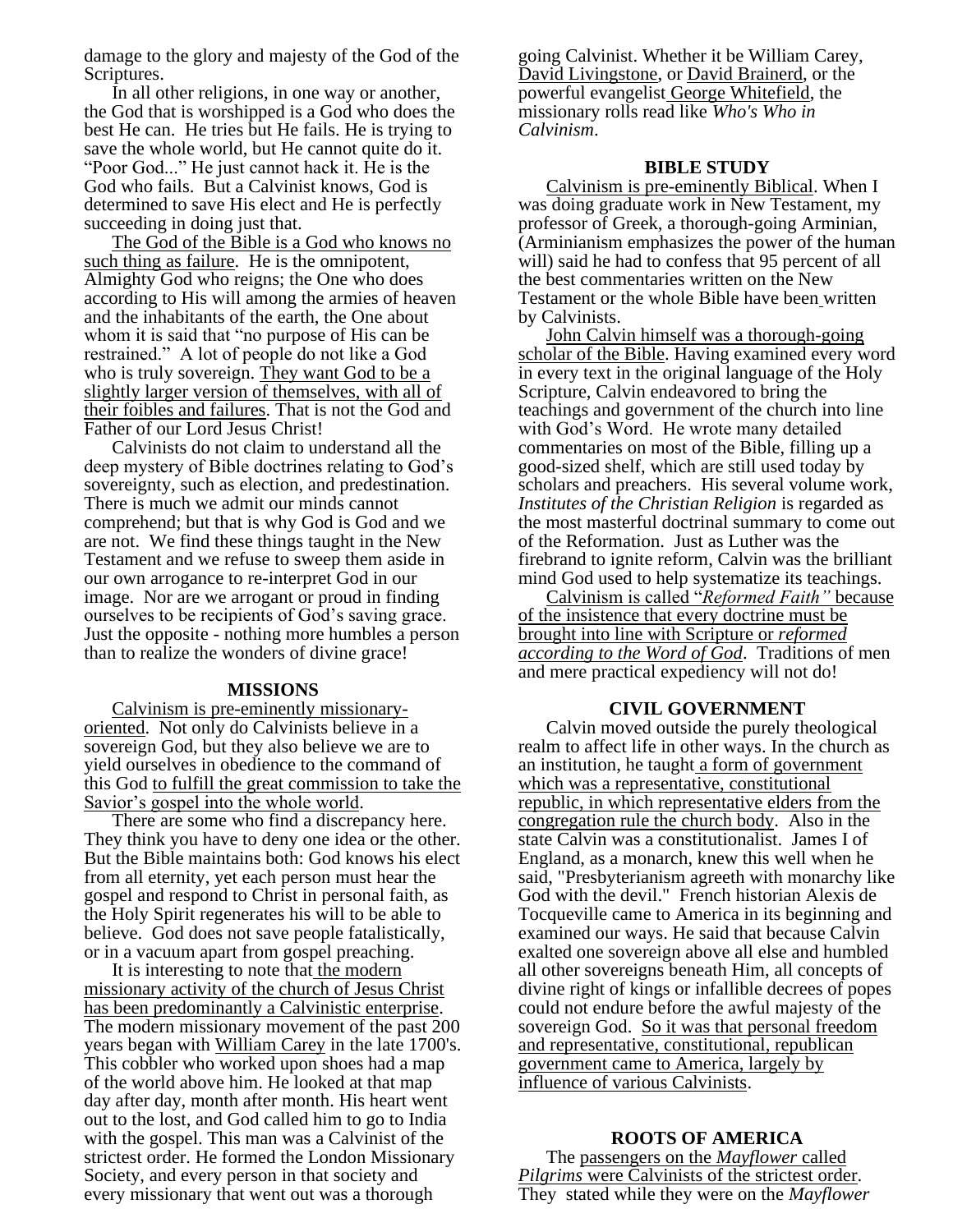damage to the glory and majesty of the God of the Scriptures.

In all other religions, in one way or another, the God that is worshipped is a God who does the best He can. He tries but He fails. He is trying to save the whole world, but He cannot quite do it. "Poor God..." He just cannot hack it. He is the God who fails. But a Calvinist knows, God is determined to save His elect and He is perfectly succeeding in doing just that.

The God of the Bible is a God who knows no such thing as failure. He is the omnipotent, Almighty God who reigns; the One who does according to His will among the armies of heaven and the inhabitants of the earth, the One about whom it is said that "no purpose of His can be restrained." A lot of people do not like a God who is truly sovereign. They want God to be a slightly larger version of themselves, with all of their foibles and failures. That is not the God and Father of our Lord Jesus Christ!

Calvinists do not claim to understand all the deep mystery of Bible doctrines relating to God's sovereignty, such as election, and predestination. There is much we admit our minds cannot comprehend; but that is why God is God and we are not. We find these things taught in the New Testament and we refuse to sweep them aside in our own arrogance to re-interpret God in our image. Nor are we arrogant or proud in finding ourselves to be recipients of God's saving grace. Just the opposite - nothing more humbles a person than to realize the wonders of divine grace!

## MISSIONS

Calvinism is pre-eminently missionary-oriented. Not only do Calvinists believe in a sovereign God, but they also believe we are to yield ourselves in obedience to the command of this God to fulfill the great commission to take the Savior's gospel into the whole world.

There are some who find a discrepancy here. They think you have to deny one idea or the other. But the Bible maintains both: God knows his elect from all eternity, yet each person must hear the gospel and respond to Christ in personal faith, as the Holy Spirit regenerates his will to be able to believe. God does not save people fatalistically, or in a vacuum apart from gospel preaching.

It is interesting to note that the modern missionary activity of the church of Jesus Christ has been predominantly a Calvinistic enterprise. The modern missionary movement of the past 200 years began with William Carey in the late 1700's. This cobbler who worked upon shoes had a map of the world above him. He looked at that map day after day, month after month. His heart went out to the lost, and God called him to go to India with the gospel. This man was a Calvinist of the strictest order. He formed the London Missionary Society, and every person in that society and every missionary that went out was a thorough going Calvinist. Whether it be William Carey, David Livingstone, or David Brainerd, or the powerful evangelist George Whitefield, the missionary rolls read like *Who's Who in Calvinism*.

## BIBLE STUDY

Calvinism is pre-eminently Biblical. When I was doing graduate work in New Testament, my professor of Greek, a thorough-going Arminian, (Arminianism emphasizes the power of the human will) said he had to confess that 95 percent of all the best commentaries written on the New Testament or the whole Bible have been written by Calvinists.

John Calvin himself was a thorough-going scholar of the Bible. Having examined every word in every text in the original language of the Holy Scripture, Calvin endeavored to bring the teachings and government of the church into line with God's Word. He wrote many detailed commentaries on most of the Bible, filling up a good-sized shelf, which are still used today by scholars and preachers. His several volume work, *Institutes of the Christian Religion* is regarded as the most masterful doctrinal summary to come out of the Reformation. Just as Luther was the firebrand to ignite reform, Calvin was the brilliant mind God used to help systematize its teachings.

Calvinism is called "*Reformed Faith"* because of the insistence that every doctrine must be brought into line with Scripture or *reformed according to the Word of God*. Traditions of men and mere practical expediency will not do!

## CIVIL GOVERNMENT

Calvin moved outside the purely theological realm to affect life in other ways. In the church as an institution, he taught a form of government which was a representative, constitutional republic, in which representative elders from the congregation rule the church body. Also in the state Calvin was a constitutionalist. James I of England, as a monarch, knew this well when he said, "Presbyterianism agreeth with monarchy like God with the devil." French historian Alexis de Tocqueville came to America in its beginning and examined our ways. He said that because Calvin exalted one sovereign above all else and humbled all other sovereigns beneath Him, all concepts of divine right of kings or infallible decrees of popes could not endure before the awful majesty of the sovereign God. So it was that personal freedom and representative, constitutional, republican government came to America, largely by influence of various Calvinists.

## ROOTS OF AMERICA

The passengers on the *Mayflower* called *Pilgrims* were Calvinists of the strictest order. They stated while they were on the *Mayflower*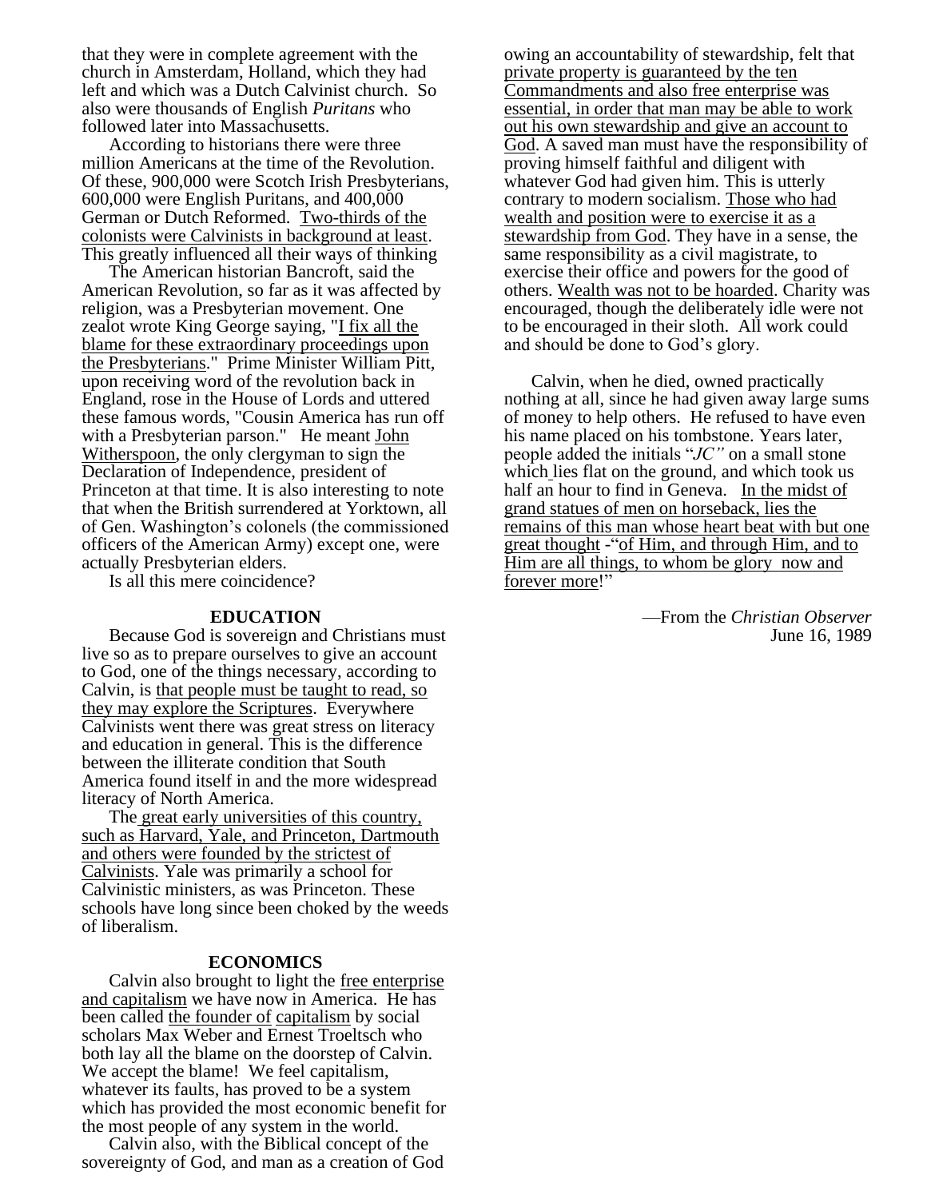that they were in complete agreement with the church in Amsterdam, Holland, which they had left and which was a Dutch Calvinist church. So also were thousands of English *Puritans* who followed later into Massachusetts.

According to historians there were three million Americans at the time of the Revolution. Of these, 900,000 were Scotch Irish Presbyterians, 600,000 were English Puritans, and 400,000 German or Dutch Reformed. Two-thirds of the colonists were Calvinists in background at least. This greatly influenced all their ways of thinking

The American historian Bancroft, said the American Revolution, so far as it was affected by religion, was a Presbyterian movement. One zealot wrote King George saying, "I fix all the blame for these extraordinary proceedings upon the Presbyterians." Prime Minister William Pitt, upon receiving word of the revolution back in England, rose in the House of Lords and uttered these famous words, "Cousin America has run off with a Presbyterian parson." He meant John Witherspoon, the only clergyman to sign the Declaration of Independence, president of Princeton at that time. It is also interesting to note that when the British surrendered at Yorktown, all of Gen. Washington's colonels (the commissioned officers of the American Army) except one, were actually Presbyterian elders.

Is all this mere coincidence?

**EDUCATION**

Because God is sovereign and Christians must live so as to prepare ourselves to give an account to God, one of the things necessary, according to Calvin, is that people must be taught to read, so they may explore the Scriptures. Everywhere Calvinists went there was great stress on literacy and education in general. This is the difference between the illiterate condition that South America found itself in and the more widespread literacy of North America.

The great early universities of this country, such as Harvard, Yale, and Princeton, Dartmouth and others were founded by the strictest of Calvinists. Yale was primarily a school for Calvinistic ministers, as was Princeton. These schools have long since been choked by the weeds of liberalism.

**ECONOMICS**

Calvin also brought to light the free enterprise and capitalism we have now in America. He has been called the founder of capitalism by social scholars Max Weber and Ernest Troeltsch who both lay all the blame on the doorstep of Calvin. We accept the blame! We feel capitalism, whatever its faults, has proved to be a system which has provided the most economic benefit for the most people of any system in the world.

Calvin also, with the Biblical concept of the sovereignty of God, and man as a creation of God owing an accountability of stewardship, felt that private property is guaranteed by the ten Commandments and also free enterprise was essential, in order that man may be able to work out his own stewardship and give an account to God. A saved man must have the responsibility of proving himself faithful and diligent with whatever God had given him. This is utterly contrary to modern socialism. Those who had wealth and position were to exercise it as a stewardship from God. They have in a sense, the same responsibility as a civil magistrate, to exercise their office and powers for the good of others. Wealth was not to be hoarded. Charity was encouraged, though the deliberately idle were not to be encouraged in their sloth. All work could and should be done to God's glory.

Calvin, when he died, owned practically nothing at all, since he had given away large sums of money to help others. He refused to have even his name placed on his tombstone. Years later, people added the initials "*JC"* on a small stone which lies flat on the ground, and which took us half an hour to find in Geneva. In the midst of grand statues of men on horseback, lies the remains of this man whose heart beat with but one great thought -"of Him, and through Him, and to Him are all things, to whom be glory now and forever more!"

—From the *Christian Observer*
June 16, 1989